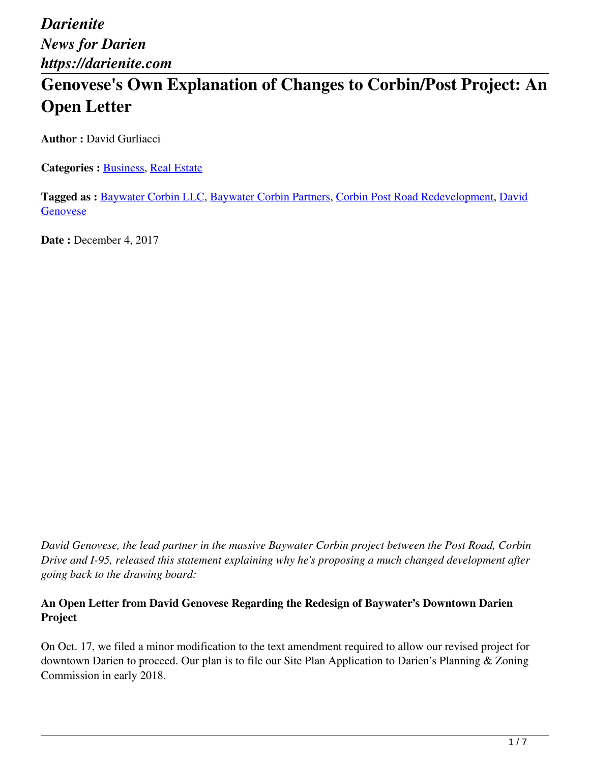*Darienite*
*News for Darien*
*https://darienite.com*

# Genovese's Own Explanation of Changes to Corbin/Post Project: An Open Letter

**Author :** David Gurliacci

**Categories :** Business, Real Estate

**Tagged as :** Baywater Corbin LLC, Baywater Corbin Partners, Corbin Post Road Redevelopment, David Genovese

**Date :** December 4, 2017

*David Genovese, the lead partner in the massive Baywater Corbin project between the Post Road, Corbin Drive and I-95, released this statement explaining why he's proposing a much changed development after going back to the drawing board:*

**An Open Letter from David Genovese Regarding the Redesign of Baywater's Downtown Darien Project**

On Oct. 17, we filed a minor modification to the text amendment required to allow our revised project for downtown Darien to proceed. Our plan is to file our Site Plan Application to Darien's Planning & Zoning Commission in early 2018.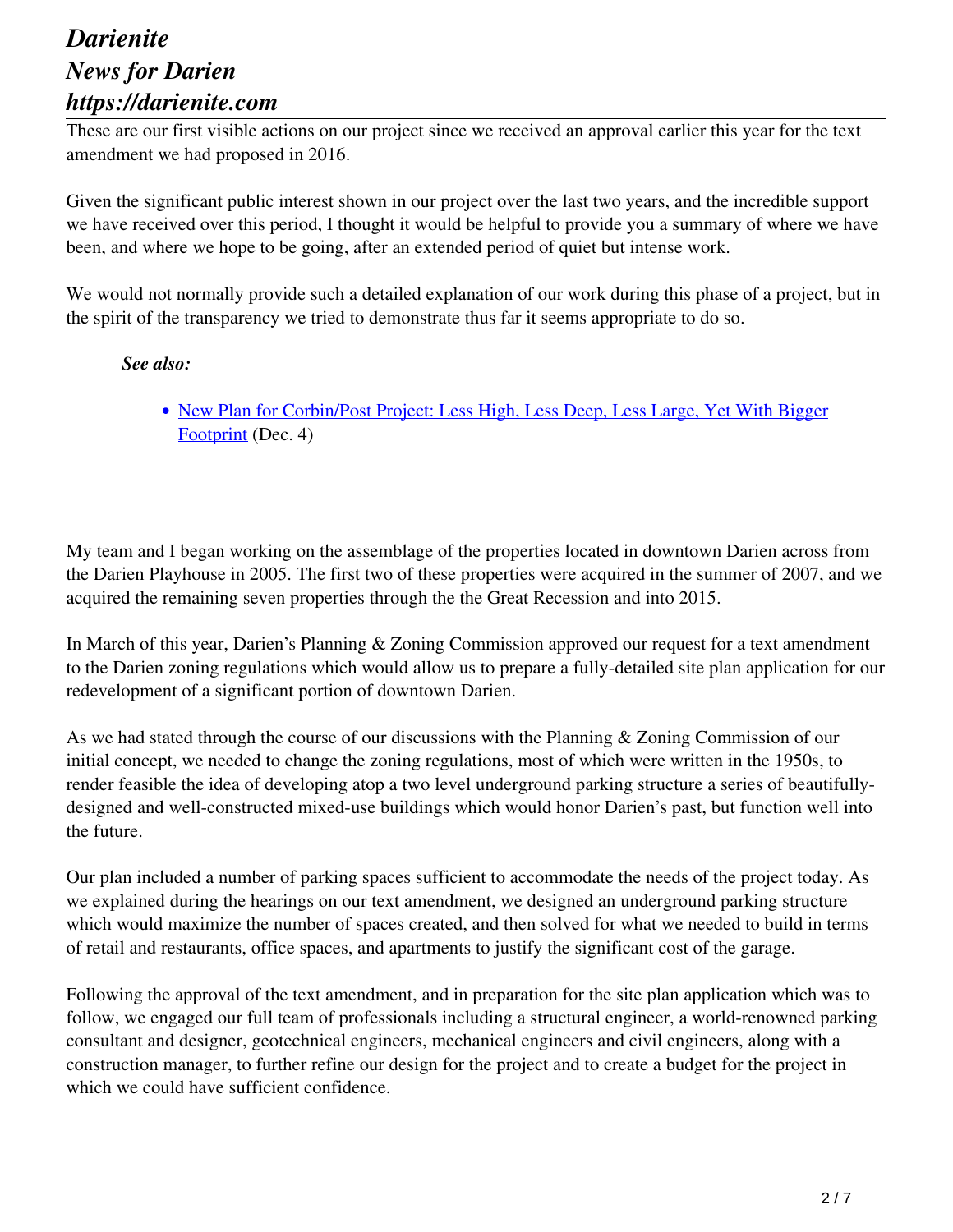These are our first visible actions on our project since we received an approval earlier this year for the text amendment we had proposed in 2016.

Given the significant public interest shown in our project over the last two years, and the incredible support we have received over this period, I thought it would be helpful to provide you a summary of where we have been, and where we hope to be going, after an extended period of quiet but intense work.

We would not normally provide such a detailed explanation of our work during this phase of a project, but in the spirit of the transparency we tried to demonstrate thus far it seems appropriate to do so.

> ***See also:***
>
> - New Plan for Corbin/Post Project: Less High, Less Deep, Less Large, Yet With Bigger Footprint (Dec. 4)

My team and I began working on the assemblage of the properties located in downtown Darien across from the Darien Playhouse in 2005. The first two of these properties were acquired in the summer of 2007, and we acquired the remaining seven properties through the the Great Recession and into 2015.

In March of this year, Darien's Planning & Zoning Commission approved our request for a text amendment to the Darien zoning regulations which would allow us to prepare a fully-detailed site plan application for our redevelopment of a significant portion of downtown Darien.

As we had stated through the course of our discussions with the Planning & Zoning Commission of our initial concept, we needed to change the zoning regulations, most of which were written in the 1950s, to render feasible the idea of developing atop a two level underground parking structure a series of beautifully-designed and well-constructed mixed-use buildings which would honor Darien's past, but function well into the future.

Our plan included a number of parking spaces sufficient to accommodate the needs of the project today. As we explained during the hearings on our text amendment, we designed an underground parking structure which would maximize the number of spaces created, and then solved for what we needed to build in terms of retail and restaurants, office spaces, and apartments to justify the significant cost of the garage.

Following the approval of the text amendment, and in preparation for the site plan application which was to follow, we engaged our full team of professionals including a structural engineer, a world-renowned parking consultant and designer, geotechnical engineers, mechanical engineers and civil engineers, along with a construction manager, to further refine our design for the project and to create a budget for the project in which we could have sufficient confidence.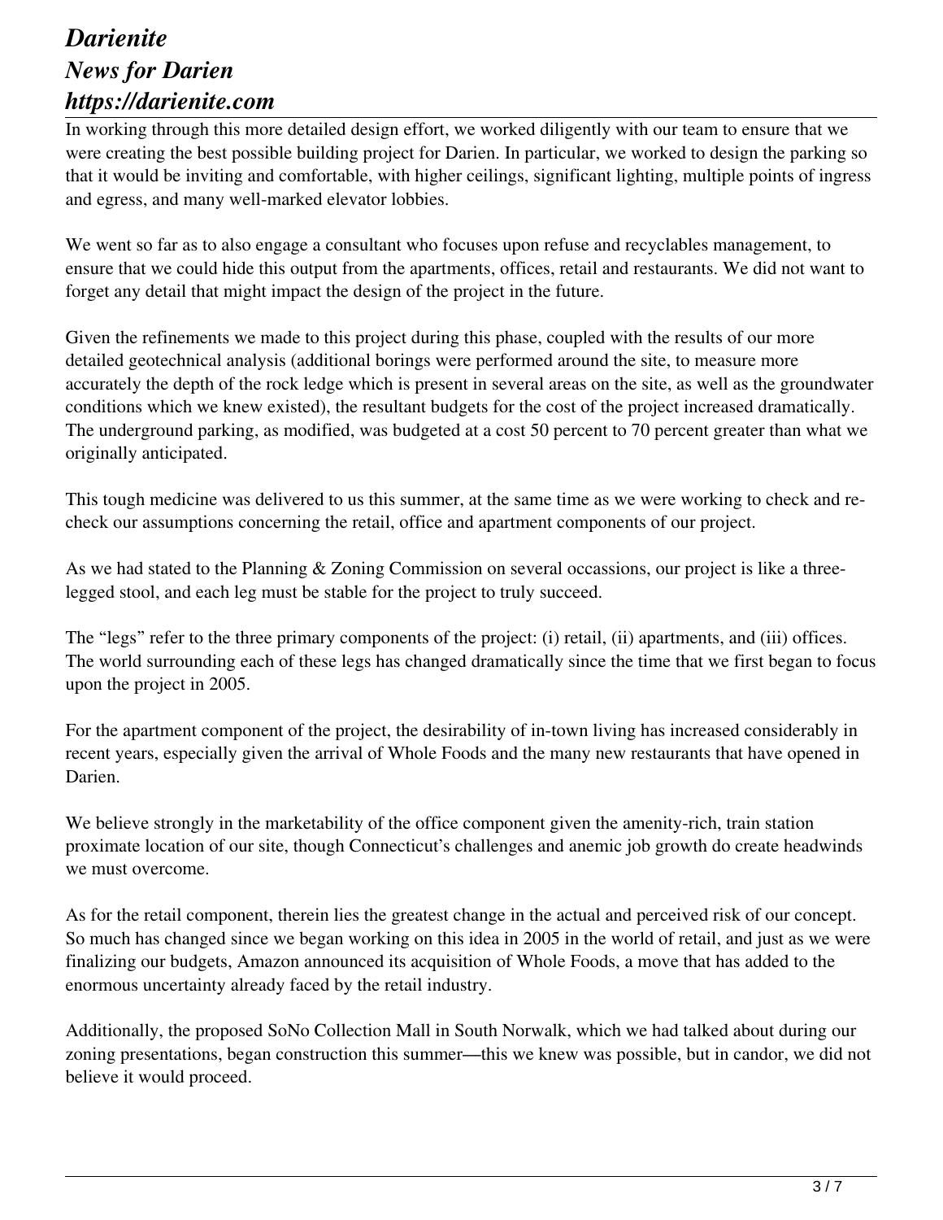In working through this more detailed design effort, we worked diligently with our team to ensure that we were creating the best possible building project for Darien. In particular, we worked to design the parking so that it would be inviting and comfortable, with higher ceilings, significant lighting, multiple points of ingress and egress, and many well-marked elevator lobbies.

We went so far as to also engage a consultant who focuses upon refuse and recyclables management, to ensure that we could hide this output from the apartments, offices, retail and restaurants. We did not want to forget any detail that might impact the design of the project in the future.

Given the refinements we made to this project during this phase, coupled with the results of our more detailed geotechnical analysis (additional borings were performed around the site, to measure more accurately the depth of the rock ledge which is present in several areas on the site, as well as the groundwater conditions which we knew existed), the resultant budgets for the cost of the project increased dramatically. The underground parking, as modified, was budgeted at a cost 50 percent to 70 percent greater than what we originally anticipated.

This tough medicine was delivered to us this summer, at the same time as we were working to check and re-check our assumptions concerning the retail, office and apartment components of our project.

As we had stated to the Planning & Zoning Commission on several occassions, our project is like a three-legged stool, and each leg must be stable for the project to truly succeed.

The "legs" refer to the three primary components of the project: (i) retail, (ii) apartments, and (iii) offices. The world surrounding each of these legs has changed dramatically since the time that we first began to focus upon the project in 2005.

For the apartment component of the project, the desirability of in-town living has increased considerably in recent years, especially given the arrival of Whole Foods and the many new restaurants that have opened in Darien.

We believe strongly in the marketability of the office component given the amenity-rich, train station proximate location of our site, though Connecticut's challenges and anemic job growth do create headwinds we must overcome.

As for the retail component, therein lies the greatest change in the actual and perceived risk of our concept. So much has changed since we began working on this idea in 2005 in the world of retail, and just as we were finalizing our budgets, Amazon announced its acquisition of Whole Foods, a move that has added to the enormous uncertainty already faced by the retail industry.

Additionally, the proposed SoNo Collection Mall in South Norwalk, which we had talked about during our zoning presentations, began construction this summer—this we knew was possible, but in candor, we did not believe it would proceed.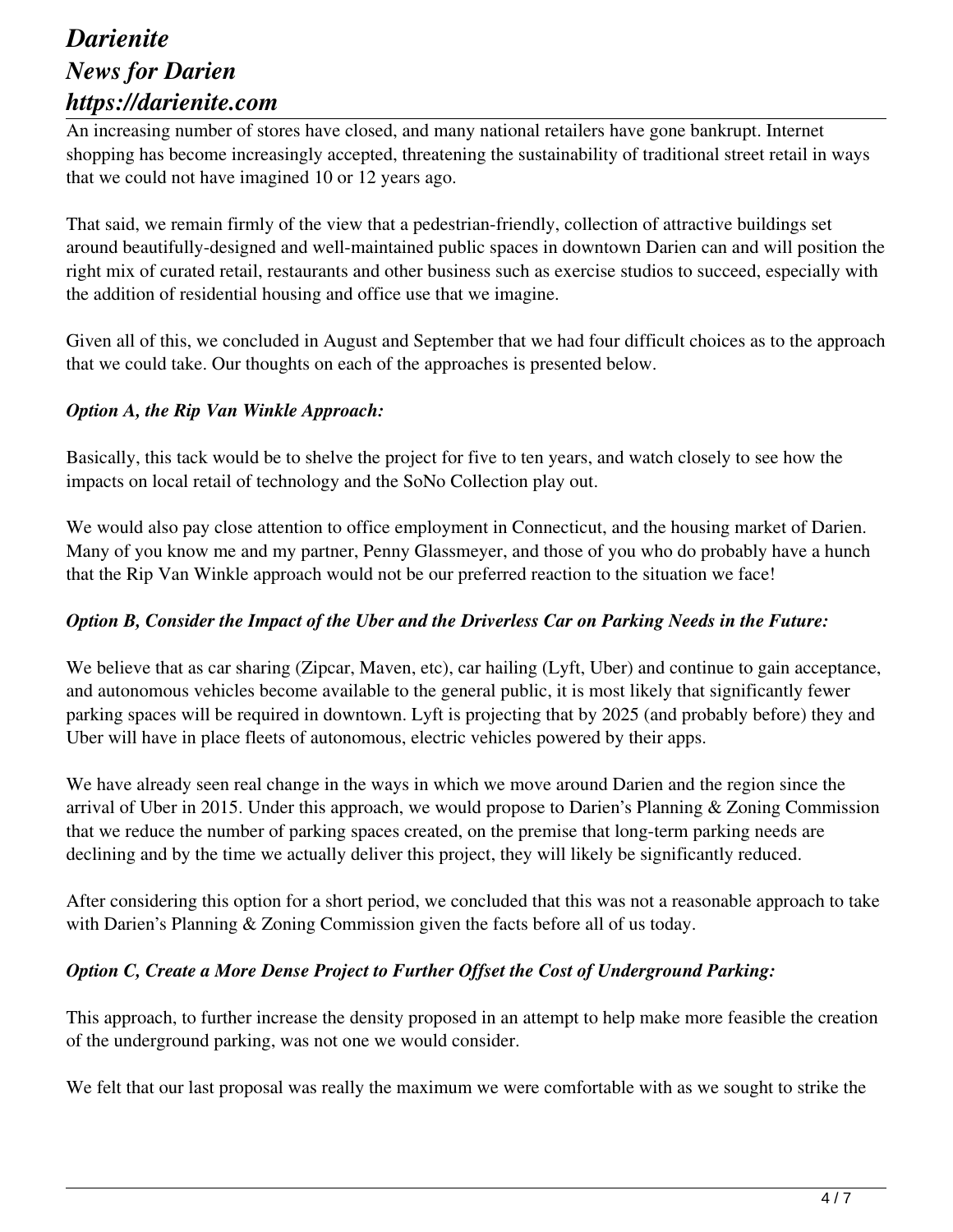An increasing number of stores have closed, and many national retailers have gone bankrupt. Internet shopping has become increasingly accepted, threatening the sustainability of traditional street retail in ways that we could not have imagined 10 or 12 years ago.

That said, we remain firmly of the view that a pedestrian-friendly, collection of attractive buildings set around beautifully-designed and well-maintained public spaces in downtown Darien can and will position the right mix of curated retail, restaurants and other business such as exercise studios to succeed, especially with the addition of residential housing and office use that we imagine.

Given all of this, we concluded in August and September that we had four difficult choices as to the approach that we could take. Our thoughts on each of the approaches is presented below.

***Option A, the Rip Van Winkle Approach:***

Basically, this tack would be to shelve the project for five to ten years, and watch closely to see how the impacts on local retail of technology and the SoNo Collection play out.

We would also pay close attention to office employment in Connecticut, and the housing market of Darien. Many of you know me and my partner, Penny Glassmeyer, and those of you who do probably have a hunch that the Rip Van Winkle approach would not be our preferred reaction to the situation we face!

***Option B, Consider the Impact of the Uber and the Driverless Car on Parking Needs in the Future:***

We believe that as car sharing (Zipcar, Maven, etc), car hailing (Lyft, Uber) and continue to gain acceptance, and autonomous vehicles become available to the general public, it is most likely that significantly fewer parking spaces will be required in downtown. Lyft is projecting that by 2025 (and probably before) they and Uber will have in place fleets of autonomous, electric vehicles powered by their apps.

We have already seen real change in the ways in which we move around Darien and the region since the arrival of Uber in 2015. Under this approach, we would propose to Darien's Planning & Zoning Commission that we reduce the number of parking spaces created, on the premise that long-term parking needs are declining and by the time we actually deliver this project, they will likely be significantly reduced.

After considering this option for a short period, we concluded that this was not a reasonable approach to take with Darien's Planning & Zoning Commission given the facts before all of us today.

***Option C, Create a More Dense Project to Further Offset the Cost of Underground Parking:***

This approach, to further increase the density proposed in an attempt to help make more feasible the creation of the underground parking, was not one we would consider.

We felt that our last proposal was really the maximum we were comfortable with as we sought to strike the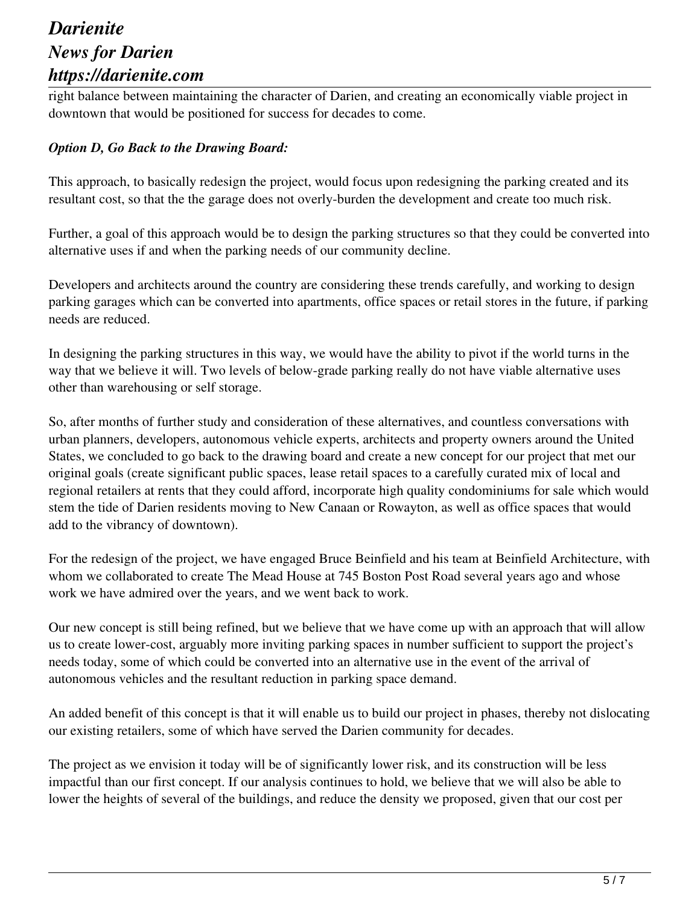right balance between maintaining the character of Darien, and creating an economically viable project in downtown that would be positioned for success for decades to come.

***Option D, Go Back to the Drawing Board:***

This approach, to basically redesign the project, would focus upon redesigning the parking created and its resultant cost, so that the the garage does not overly-burden the development and create too much risk.

Further, a goal of this approach would be to design the parking structures so that they could be converted into alternative uses if and when the parking needs of our community decline.

Developers and architects around the country are considering these trends carefully, and working to design parking garages which can be converted into apartments, office spaces or retail stores in the future, if parking needs are reduced.

In designing the parking structures in this way, we would have the ability to pivot if the world turns in the way that we believe it will. Two levels of below-grade parking really do not have viable alternative uses other than warehousing or self storage.

So, after months of further study and consideration of these alternatives, and countless conversations with urban planners, developers, autonomous vehicle experts, architects and property owners around the United States, we concluded to go back to the drawing board and create a new concept for our project that met our original goals (create significant public spaces, lease retail spaces to a carefully curated mix of local and regional retailers at rents that they could afford, incorporate high quality condominiums for sale which would stem the tide of Darien residents moving to New Canaan or Rowayton, as well as office spaces that would add to the vibrancy of downtown).

For the redesign of the project, we have engaged Bruce Beinfield and his team at Beinfield Architecture, with whom we collaborated to create The Mead House at 745 Boston Post Road several years ago and whose work we have admired over the years, and we went back to work.

Our new concept is still being refined, but we believe that we have come up with an approach that will allow us to create lower-cost, arguably more inviting parking spaces in number sufficient to support the project's needs today, some of which could be converted into an alternative use in the event of the arrival of autonomous vehicles and the resultant reduction in parking space demand.

An added benefit of this concept is that it will enable us to build our project in phases, thereby not dislocating our existing retailers, some of which have served the Darien community for decades.

The project as we envision it today will be of significantly lower risk, and its construction will be less impactful than our first concept. If our analysis continues to hold, we believe that we will also be able to lower the heights of several of the buildings, and reduce the density we proposed, given that our cost per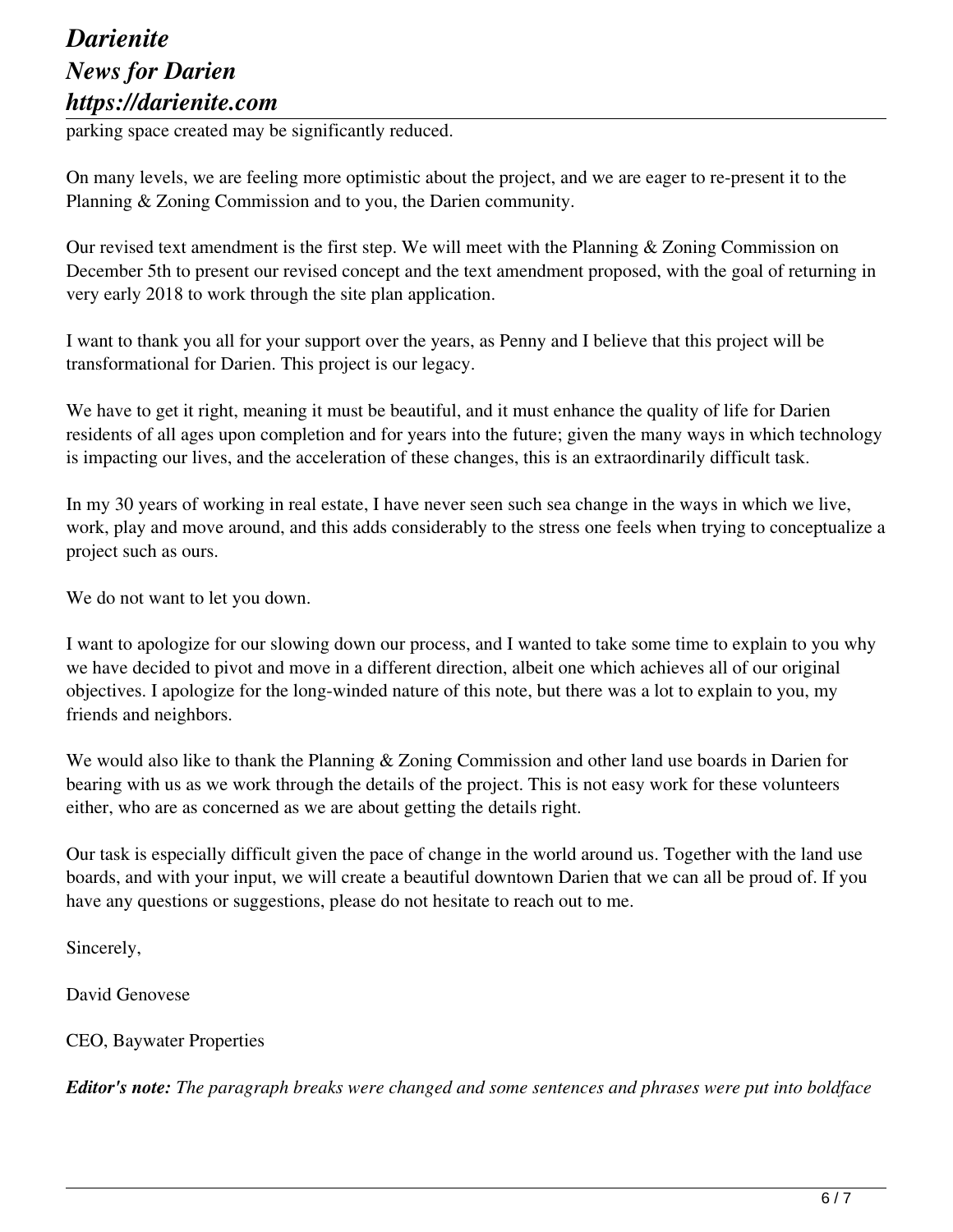parking space created may be significantly reduced.

On many levels, we are feeling more optimistic about the project, and we are eager to re-present it to the Planning & Zoning Commission and to you, the Darien community.

Our revised text amendment is the first step. We will meet with the Planning & Zoning Commission on December 5th to present our revised concept and the text amendment proposed, with the goal of returning in very early 2018 to work through the site plan application.

I want to thank you all for your support over the years, as Penny and I believe that this project will be transformational for Darien. This project is our legacy.

We have to get it right, meaning it must be beautiful, and it must enhance the quality of life for Darien residents of all ages upon completion and for years into the future; given the many ways in which technology is impacting our lives, and the acceleration of these changes, this is an extraordinarily difficult task.

In my 30 years of working in real estate, I have never seen such sea change in the ways in which we live, work, play and move around, and this adds considerably to the stress one feels when trying to conceptualize a project such as ours.

We do not want to let you down.

I want to apologize for our slowing down our process, and I wanted to take some time to explain to you why we have decided to pivot and move in a different direction, albeit one which achieves all of our original objectives. I apologize for the long-winded nature of this note, but there was a lot to explain to you, my friends and neighbors.

We would also like to thank the Planning & Zoning Commission and other land use boards in Darien for bearing with us as we work through the details of the project. This is not easy work for these volunteers either, who are as concerned as we are about getting the details right.

Our task is especially difficult given the pace of change in the world around us. Together with the land use boards, and with your input, we will create a beautiful downtown Darien that we can all be proud of. If you have any questions or suggestions, please do not hesitate to reach out to me.

Sincerely,

David Genovese

CEO, Baywater Properties

***Editor's note:*** *The paragraph breaks were changed and some sentences and phrases were put into boldface*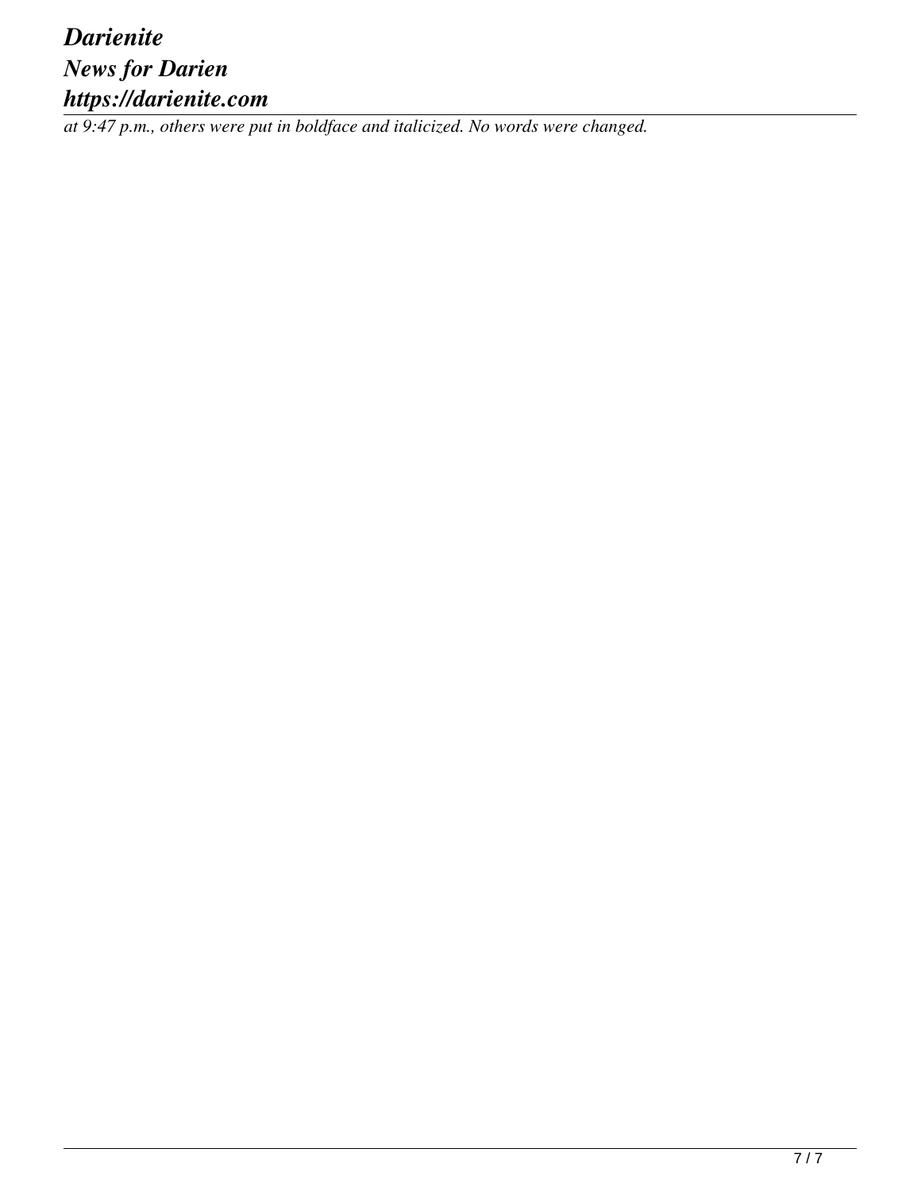*at 9:47 p.m., others were put in boldface and italicized. No words were changed.*